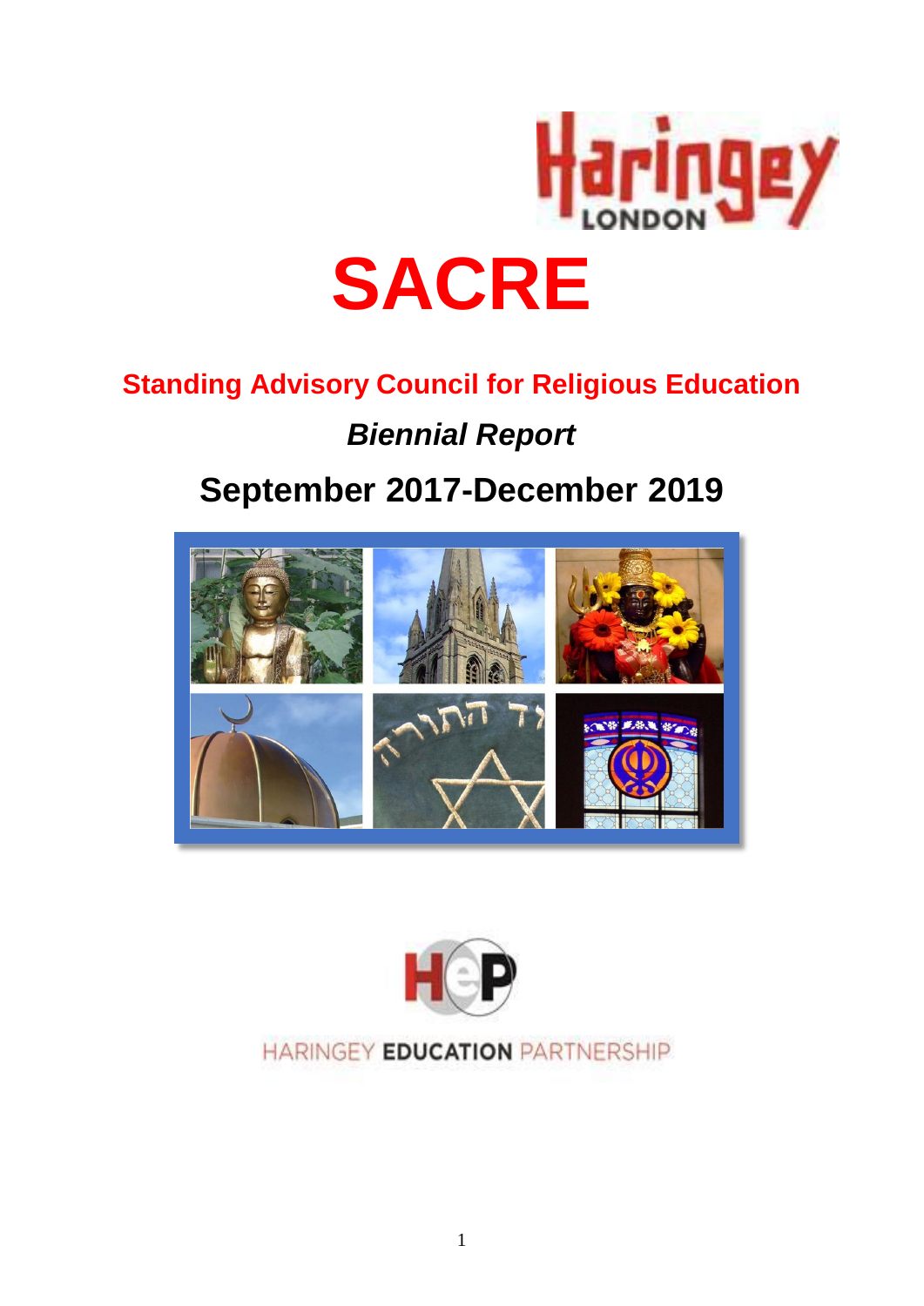Haringey LONDON

# SACRE

## Standing Advisory Council for Religious Education

### *Biennial Report*

## September 2017-December 2019

HARINGEY **EDUCATION** PARTNERSHIP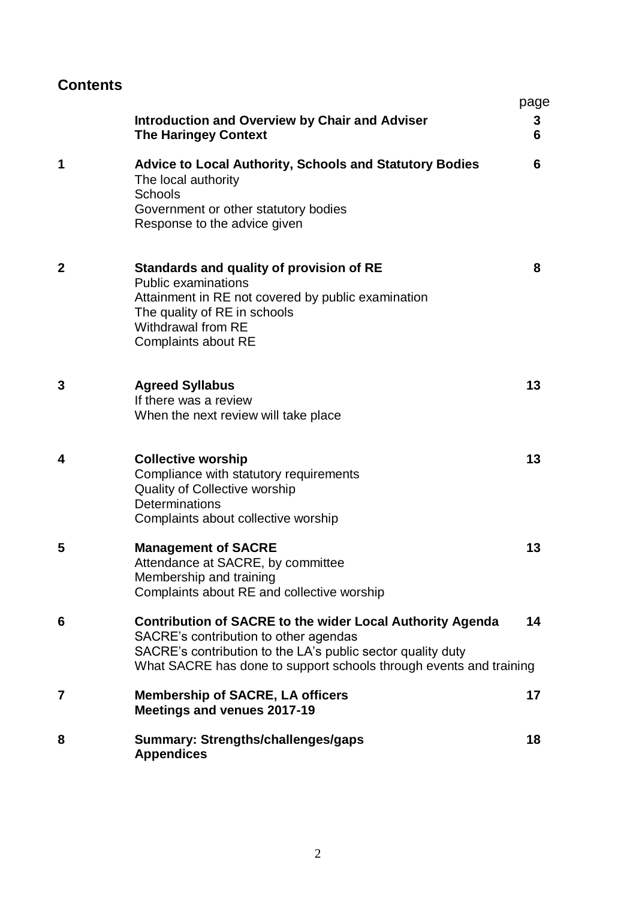## Contents

| | | page |
|---|---|---|
| | **Introduction and Overview by Chair and Adviser** | **3** |
| | **The Haringey Context** | **6** |
| **1** | **Advice to Local Authority, Schools and Statutory Bodies**<br>The local authority<br>Schools<br>Government or other statutory bodies<br>Response to the advice given | **6** |
| **2** | **Standards and quality of provision of RE**<br>Public examinations<br>Attainment in RE not covered by public examination<br>The quality of RE in schools<br>Withdrawal from RE<br>Complaints about RE | **8** |
| **3** | **Agreed Syllabus**<br>If there was a review<br>When the next review will take place | **13** |
| **4** | **Collective worship**<br>Compliance with statutory requirements<br>Quality of Collective worship<br>Determinations<br>Complaints about collective worship | **13** |
| **5** | **Management of SACRE**<br>Attendance at SACRE, by committee<br>Membership and training<br>Complaints about RE and collective worship | **13** |
| **6** | **Contribution of SACRE to the wider Local Authority Agenda**<br>SACRE's contribution to other agendas<br>SACRE's contribution to the LA's public sector quality duty<br>What SACRE has done to support schools through events and training | **14** |
| **7** | **Membership of SACRE, LA officers**<br>**Meetings and venues 2017-19** | **17** |
| **8** | **Summary: Strengths/challenges/gaps**<br>**Appendices** | **18** |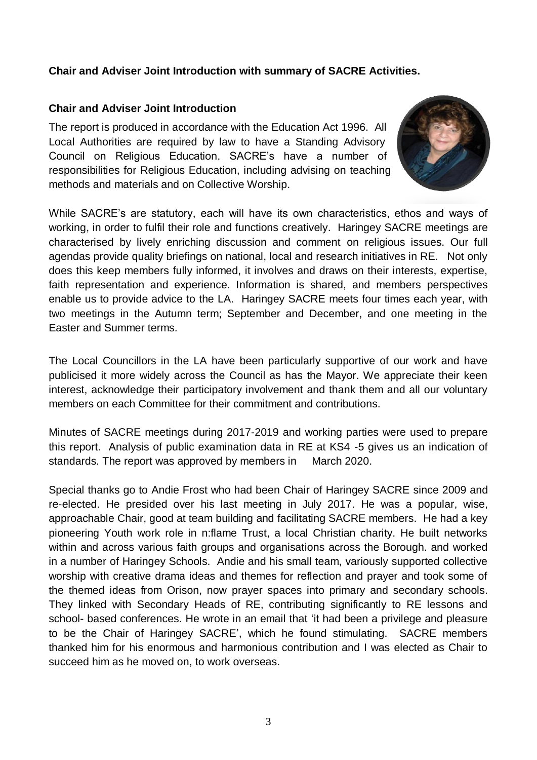**Chair and Adviser Joint Introduction with summary of SACRE Activities.**

**Chair and Adviser Joint Introduction**

The report is produced in accordance with the Education Act 1996. All Local Authorities are required by law to have a Standing Advisory Council on Religious Education. SACRE's have a number of responsibilities for Religious Education, including advising on teaching methods and materials and on Collective Worship.

While SACRE's are statutory, each will have its own characteristics, ethos and ways of working, in order to fulfil their role and functions creatively. Haringey SACRE meetings are characterised by lively enriching discussion and comment on religious issues. Our full agendas provide quality briefings on national, local and research initiatives in RE. Not only does this keep members fully informed, it involves and draws on their interests, expertise, faith representation and experience. Information is shared, and members perspectives enable us to provide advice to the LA. Haringey SACRE meets four times each year, with two meetings in the Autumn term; September and December, and one meeting in the Easter and Summer terms.

The Local Councillors in the LA have been particularly supportive of our work and have publicised it more widely across the Council as has the Mayor. We appreciate their keen interest, acknowledge their participatory involvement and thank them and all our voluntary members on each Committee for their commitment and contributions.

Minutes of SACRE meetings during 2017-2019 and working parties were used to prepare this report. Analysis of public examination data in RE at KS4 -5 gives us an indication of standards. The report was approved by members in March 2020.

Special thanks go to Andie Frost who had been Chair of Haringey SACRE since 2009 and re-elected. He presided over his last meeting in July 2017. He was a popular, wise, approachable Chair, good at team building and facilitating SACRE members. He had a key pioneering Youth work role in n:flame Trust, a local Christian charity. He built networks within and across various faith groups and organisations across the Borough. and worked in a number of Haringey Schools. Andie and his small team, variously supported collective worship with creative drama ideas and themes for reflection and prayer and took some of the themed ideas from Orison, now prayer spaces into primary and secondary schools. They linked with Secondary Heads of RE, contributing significantly to RE lessons and school- based conferences. He wrote in an email that 'it had been a privilege and pleasure to be the Chair of Haringey SACRE', which he found stimulating. SACRE members thanked him for his enormous and harmonious contribution and I was elected as Chair to succeed him as he moved on, to work overseas.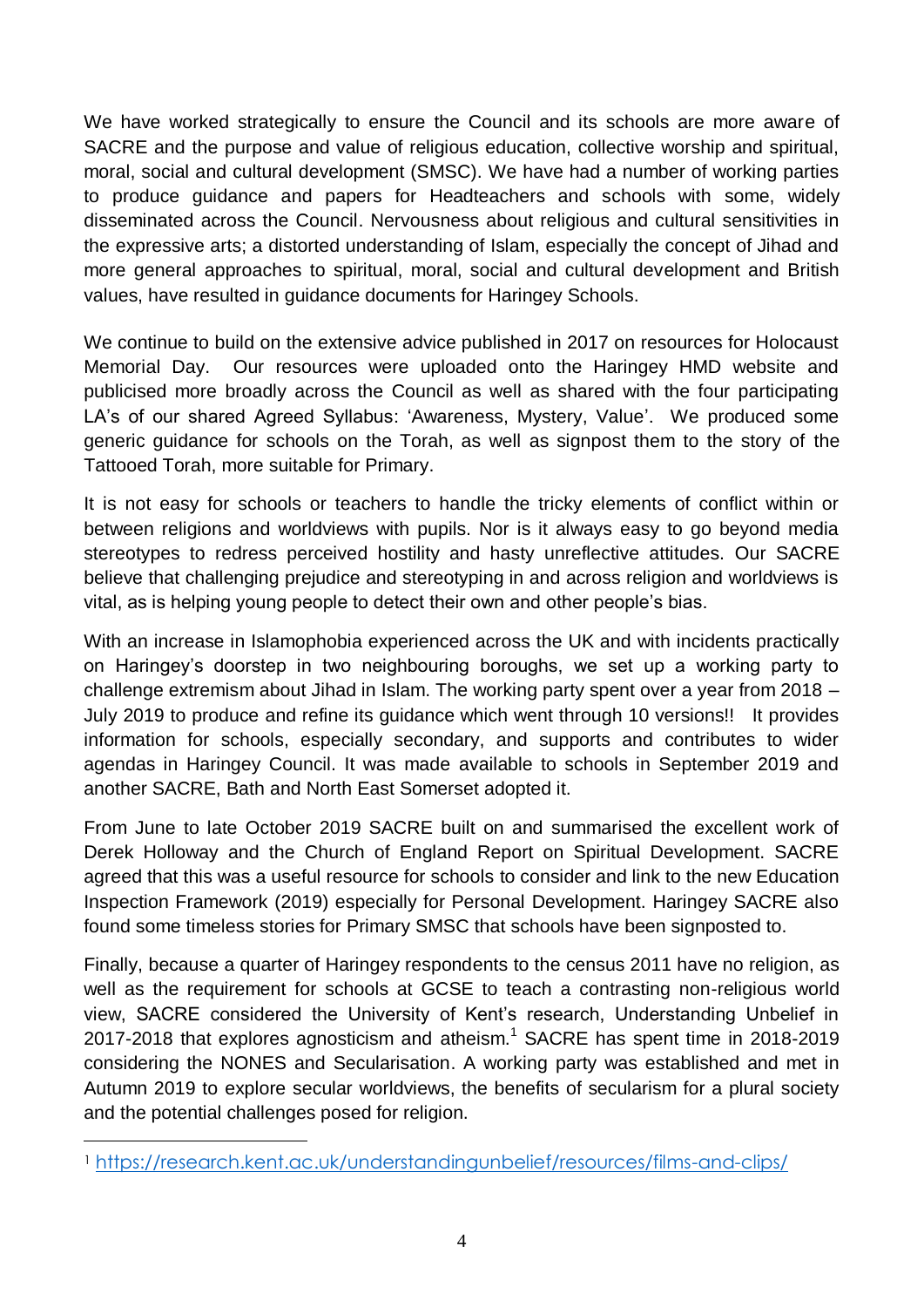We have worked strategically to ensure the Council and its schools are more aware of SACRE and the purpose and value of religious education, collective worship and spiritual, moral, social and cultural development (SMSC). We have had a number of working parties to produce guidance and papers for Headteachers and schools with some, widely disseminated across the Council. Nervousness about religious and cultural sensitivities in the expressive arts; a distorted understanding of Islam, especially the concept of Jihad and more general approaches to spiritual, moral, social and cultural development and British values, have resulted in guidance documents for Haringey Schools.

We continue to build on the extensive advice published in 2017 on resources for Holocaust Memorial Day. Our resources were uploaded onto the Haringey HMD website and publicised more broadly across the Council as well as shared with the four participating LA's of our shared Agreed Syllabus: 'Awareness, Mystery, Value'. We produced some generic guidance for schools on the Torah, as well as signpost them to the story of the Tattooed Torah, more suitable for Primary.

It is not easy for schools or teachers to handle the tricky elements of conflict within or between religions and worldviews with pupils. Nor is it always easy to go beyond media stereotypes to redress perceived hostility and hasty unreflective attitudes. Our SACRE believe that challenging prejudice and stereotyping in and across religion and worldviews is vital, as is helping young people to detect their own and other people's bias.

With an increase in Islamophobia experienced across the UK and with incidents practically on Haringey's doorstep in two neighbouring boroughs, we set up a working party to challenge extremism about Jihad in Islam. The working party spent over a year from 2018 – July 2019 to produce and refine its guidance which went through 10 versions!! It provides information for schools, especially secondary, and supports and contributes to wider agendas in Haringey Council. It was made available to schools in September 2019 and another SACRE, Bath and North East Somerset adopted it.

From June to late October 2019 SACRE built on and summarised the excellent work of Derek Holloway and the Church of England Report on Spiritual Development. SACRE agreed that this was a useful resource for schools to consider and link to the new Education Inspection Framework (2019) especially for Personal Development. Haringey SACRE also found some timeless stories for Primary SMSC that schools have been signposted to.

Finally, because a quarter of Haringey respondents to the census 2011 have no religion, as well as the requirement for schools at GCSE to teach a contrasting non-religious world view, SACRE considered the University of Kent's research, Understanding Unbelief in 2017-2018 that explores agnosticism and atheism.[1] SACRE has spent time in 2018-2019 considering the NONES and Secularisation. A working party was established and met in Autumn 2019 to explore secular worldviews, the benefits of secularism for a plural society and the potential challenges posed for religion.

---

[1] https://research.kent.ac.uk/understandingunbelief/resources/films-and-clips/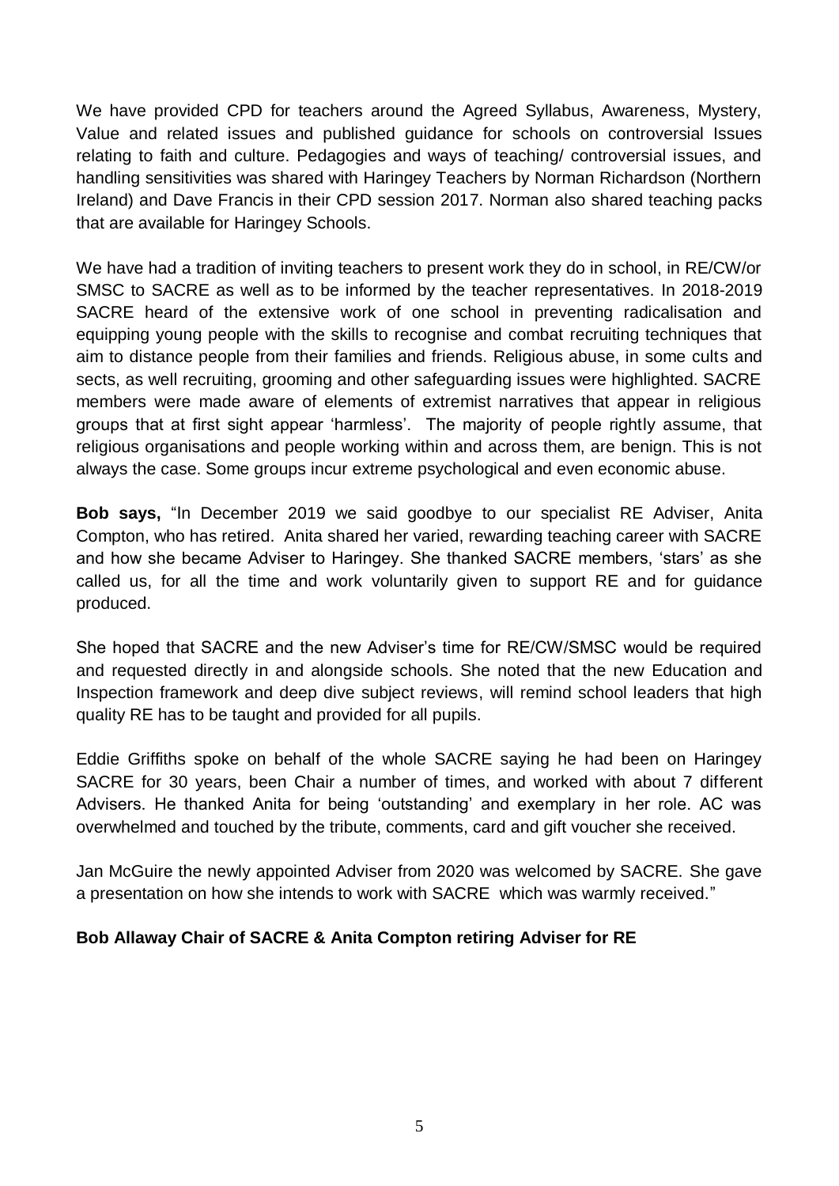We have provided CPD for teachers around the Agreed Syllabus, Awareness, Mystery, Value and related issues and published guidance for schools on controversial Issues relating to faith and culture. Pedagogies and ways of teaching/ controversial issues, and handling sensitivities was shared with Haringey Teachers by Norman Richardson (Northern Ireland) and Dave Francis in their CPD session 2017. Norman also shared teaching packs that are available for Haringey Schools.

We have had a tradition of inviting teachers to present work they do in school, in RE/CW/or SMSC to SACRE as well as to be informed by the teacher representatives. In 2018-2019 SACRE heard of the extensive work of one school in preventing radicalisation and equipping young people with the skills to recognise and combat recruiting techniques that aim to distance people from their families and friends. Religious abuse, in some cults and sects, as well recruiting, grooming and other safeguarding issues were highlighted. SACRE members were made aware of elements of extremist narratives that appear in religious groups that at first sight appear 'harmless'. The majority of people rightly assume, that religious organisations and people working within and across them, are benign. This is not always the case. Some groups incur extreme psychological and even economic abuse.

**Bob says,** "In December 2019 we said goodbye to our specialist RE Adviser, Anita Compton, who has retired. Anita shared her varied, rewarding teaching career with SACRE and how she became Adviser to Haringey. She thanked SACRE members, 'stars' as she called us, for all the time and work voluntarily given to support RE and for guidance produced.

She hoped that SACRE and the new Adviser's time for RE/CW/SMSC would be required and requested directly in and alongside schools. She noted that the new Education and Inspection framework and deep dive subject reviews, will remind school leaders that high quality RE has to be taught and provided for all pupils.

Eddie Griffiths spoke on behalf of the whole SACRE saying he had been on Haringey SACRE for 30 years, been Chair a number of times, and worked with about 7 different Advisers. He thanked Anita for being 'outstanding' and exemplary in her role. AC was overwhelmed and touched by the tribute, comments, card and gift voucher she received.

Jan McGuire the newly appointed Adviser from 2020 was welcomed by SACRE. She gave a presentation on how she intends to work with SACRE which was warmly received."

**Bob Allaway Chair of SACRE & Anita Compton retiring Adviser for RE**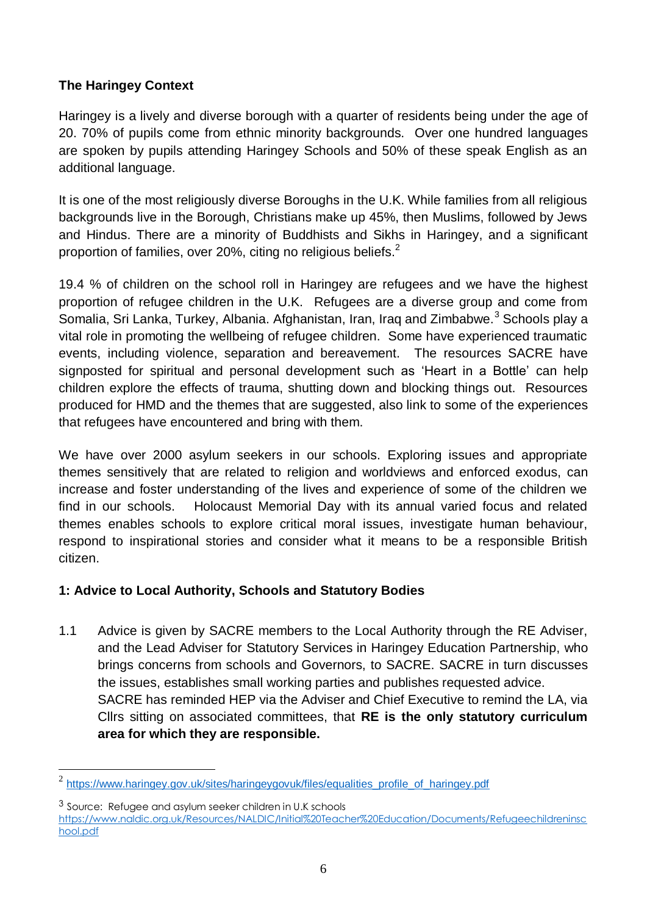**The Haringey Context**

Haringey is a lively and diverse borough with a quarter of residents being under the age of 20. 70% of pupils come from ethnic minority backgrounds. Over one hundred languages are spoken by pupils attending Haringey Schools and 50% of these speak English as an additional language.

It is one of the most religiously diverse Boroughs in the U.K. While families from all religious backgrounds live in the Borough, Christians make up 45%, then Muslims, followed by Jews and Hindus. There are a minority of Buddhists and Sikhs in Haringey, and a significant proportion of families, over 20%, citing no religious beliefs.[2]

19.4 % of children on the school roll in Haringey are refugees and we have the highest proportion of refugee children in the U.K. Refugees are a diverse group and come from Somalia, Sri Lanka, Turkey, Albania. Afghanistan, Iran, Iraq and Zimbabwe.[3] Schools play a vital role in promoting the wellbeing of refugee children. Some have experienced traumatic events, including violence, separation and bereavement. The resources SACRE have signposted for spiritual and personal development such as 'Heart in a Bottle' can help children explore the effects of trauma, shutting down and blocking things out. Resources produced for HMD and the themes that are suggested, also link to some of the experiences that refugees have encountered and bring with them.

We have over 2000 asylum seekers in our schools. Exploring issues and appropriate themes sensitively that are related to religion and worldviews and enforced exodus, can increase and foster understanding of the lives and experience of some of the children we find in our schools. Holocaust Memorial Day with its annual varied focus and related themes enables schools to explore critical moral issues, investigate human behaviour, respond to inspirational stories and consider what it means to be a responsible British citizen.

**1: Advice to Local Authority, Schools and Statutory Bodies**

1.1 Advice is given by SACRE members to the Local Authority through the RE Adviser, and the Lead Adviser for Statutory Services in Haringey Education Partnership, who brings concerns from schools and Governors, to SACRE. SACRE in turn discusses the issues, establishes small working parties and publishes requested advice.
SACRE has reminded HEP via the Adviser and Chief Executive to remind the LA, via Cllrs sitting on associated committees, that **RE is the only statutory curriculum area for which they are responsible.**

---

[2] https://www.haringey.gov.uk/sites/haringeygovuk/files/equalities_profile_of_haringey.pdf

[3] Source: Refugee and asylum seeker children in U.K schools https://www.naldic.org.uk/Resources/NALDIC/Initial%20Teacher%20Education/Documents/Refugeechildreninschool.pdf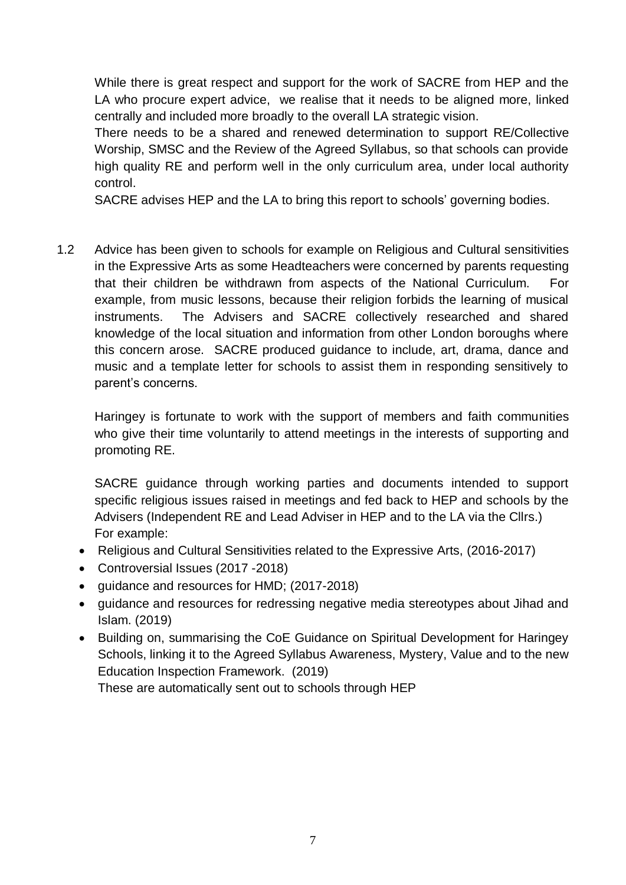While there is great respect and support for the work of SACRE from HEP and the LA who procure expert advice, we realise that it needs to be aligned more, linked centrally and included more broadly to the overall LA strategic vision.

There needs to be a shared and renewed determination to support RE/Collective Worship, SMSC and the Review of the Agreed Syllabus, so that schools can provide high quality RE and perform well in the only curriculum area, under local authority control.

SACRE advises HEP and the LA to bring this report to schools' governing bodies.

1.2 Advice has been given to schools for example on Religious and Cultural sensitivities in the Expressive Arts as some Headteachers were concerned by parents requesting that their children be withdrawn from aspects of the National Curriculum. For example, from music lessons, because their religion forbids the learning of musical instruments. The Advisers and SACRE collectively researched and shared knowledge of the local situation and information from other London boroughs where this concern arose. SACRE produced guidance to include, art, drama, dance and music and a template letter for schools to assist them in responding sensitively to parent's concerns.

Haringey is fortunate to work with the support of members and faith communities who give their time voluntarily to attend meetings in the interests of supporting and promoting RE.

SACRE guidance through working parties and documents intended to support specific religious issues raised in meetings and fed back to HEP and schools by the Advisers (Independent RE and Lead Adviser in HEP and to the LA via the Cllrs.)
For example:

- Religious and Cultural Sensitivities related to the Expressive Arts, (2016-2017)
- Controversial Issues (2017 -2018)
- guidance and resources for HMD; (2017-2018)
- guidance and resources for redressing negative media stereotypes about Jihad and Islam. (2019)
- Building on, summarising the CoE Guidance on Spiritual Development for Haringey Schools, linking it to the Agreed Syllabus Awareness, Mystery, Value and to the new Education Inspection Framework. (2019)

These are automatically sent out to schools through HEP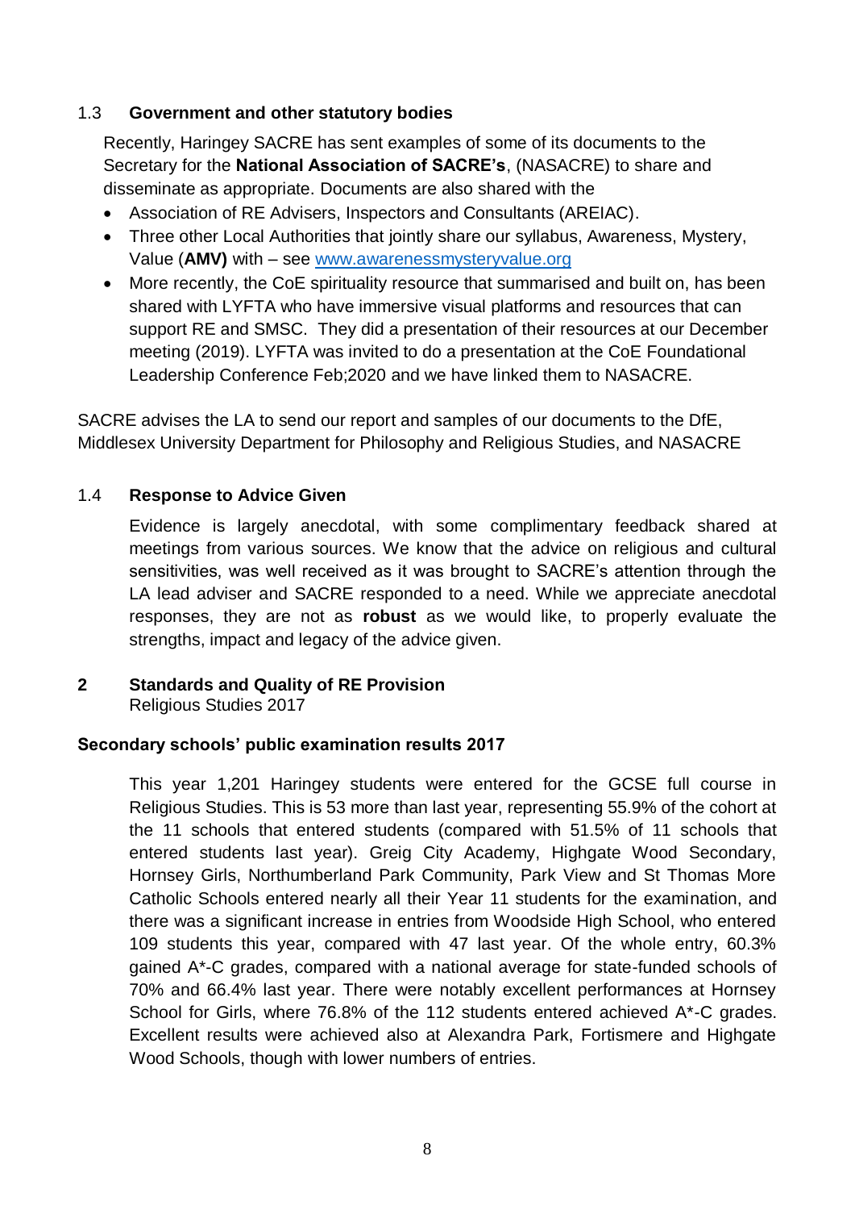### 1.3 Government and other statutory bodies

Recently, Haringey SACRE has sent examples of some of its documents to the Secretary for the **National Association of SACRE's**, (NASACRE) to share and disseminate as appropriate. Documents are also shared with the

- Association of RE Advisers, Inspectors and Consultants (AREIAC).
- Three other Local Authorities that jointly share our syllabus, Awareness, Mystery, Value (**AMV)** with – see [www.awarenessmysteryvalue.org](www.awarenessmysteryvalue.org)
- More recently, the CoE spirituality resource that summarised and built on, has been shared with LYFTA who have immersive visual platforms and resources that can support RE and SMSC. They did a presentation of their resources at our December meeting (2019). LYFTA was invited to do a presentation at the CoE Foundational Leadership Conference Feb;2020 and we have linked them to NASACRE.

SACRE advises the LA to send our report and samples of our documents to the DfE, Middlesex University Department for Philosophy and Religious Studies, and NASACRE

### 1.4 Response to Advice Given

Evidence is largely anecdotal, with some complimentary feedback shared at meetings from various sources. We know that the advice on religious and cultural sensitivities, was well received as it was brought to SACRE's attention through the LA lead adviser and SACRE responded to a need. While we appreciate anecdotal responses, they are not as **robust** as we would like, to properly evaluate the strengths, impact and legacy of the advice given.

## 2 Standards and Quality of RE Provision

Religious Studies 2017

### Secondary schools' public examination results 2017

This year 1,201 Haringey students were entered for the GCSE full course in Religious Studies. This is 53 more than last year, representing 55.9% of the cohort at the 11 schools that entered students (compared with 51.5% of 11 schools that entered students last year). Greig City Academy, Highgate Wood Secondary, Hornsey Girls, Northumberland Park Community, Park View and St Thomas More Catholic Schools entered nearly all their Year 11 students for the examination, and there was a significant increase in entries from Woodside High School, who entered 109 students this year, compared with 47 last year. Of the whole entry, 60.3% gained A*-C grades, compared with a national average for state-funded schools of 70% and 66.4% last year. There were notably excellent performances at Hornsey School for Girls, where 76.8% of the 112 students entered achieved A*-C grades. Excellent results were achieved also at Alexandra Park, Fortismere and Highgate Wood Schools, though with lower numbers of entries.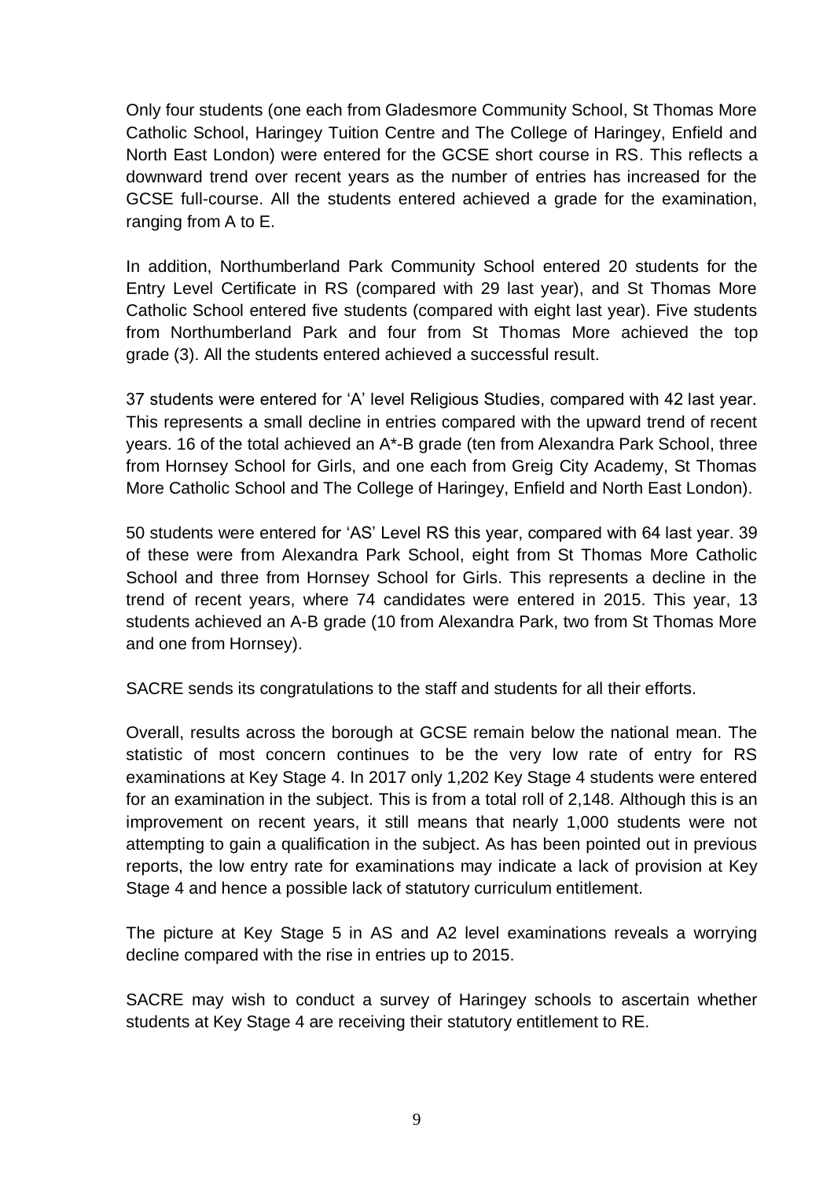Only four students (one each from Gladesmore Community School, St Thomas More Catholic School, Haringey Tuition Centre and The College of Haringey, Enfield and North East London) were entered for the GCSE short course in RS. This reflects a downward trend over recent years as the number of entries has increased for the GCSE full-course. All the students entered achieved a grade for the examination, ranging from A to E.

In addition, Northumberland Park Community School entered 20 students for the Entry Level Certificate in RS (compared with 29 last year), and St Thomas More Catholic School entered five students (compared with eight last year). Five students from Northumberland Park and four from St Thomas More achieved the top grade (3). All the students entered achieved a successful result.

37 students were entered for 'A' level Religious Studies, compared with 42 last year. This represents a small decline in entries compared with the upward trend of recent years. 16 of the total achieved an A*-B grade (ten from Alexandra Park School, three from Hornsey School for Girls, and one each from Greig City Academy, St Thomas More Catholic School and The College of Haringey, Enfield and North East London).

50 students were entered for 'AS' Level RS this year, compared with 64 last year. 39 of these were from Alexandra Park School, eight from St Thomas More Catholic School and three from Hornsey School for Girls. This represents a decline in the trend of recent years, where 74 candidates were entered in 2015. This year, 13 students achieved an A-B grade (10 from Alexandra Park, two from St Thomas More and one from Hornsey).

SACRE sends its congratulations to the staff and students for all their efforts.

Overall, results across the borough at GCSE remain below the national mean. The statistic of most concern continues to be the very low rate of entry for RS examinations at Key Stage 4. In 2017 only 1,202 Key Stage 4 students were entered for an examination in the subject. This is from a total roll of 2,148. Although this is an improvement on recent years, it still means that nearly 1,000 students were not attempting to gain a qualification in the subject. As has been pointed out in previous reports, the low entry rate for examinations may indicate a lack of provision at Key Stage 4 and hence a possible lack of statutory curriculum entitlement.

The picture at Key Stage 5 in AS and A2 level examinations reveals a worrying decline compared with the rise in entries up to 2015.

SACRE may wish to conduct a survey of Haringey schools to ascertain whether students at Key Stage 4 are receiving their statutory entitlement to RE.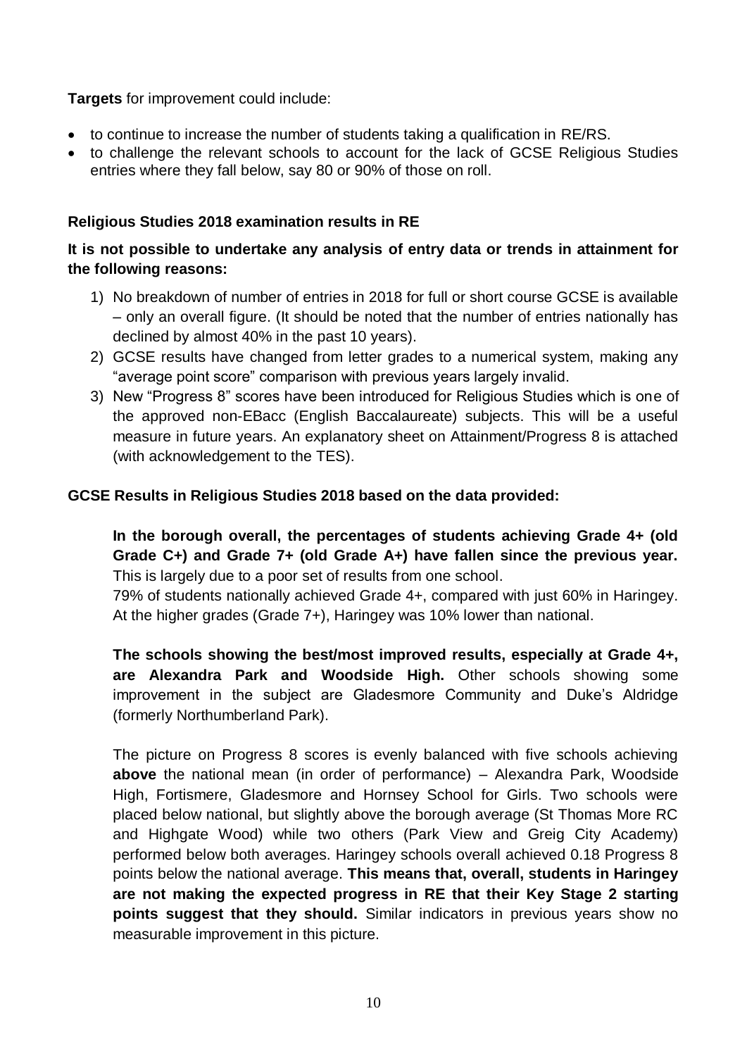**Targets** for improvement could include:

- to continue to increase the number of students taking a qualification in RE/RS.
- to challenge the relevant schools to account for the lack of GCSE Religious Studies entries where they fall below, say 80 or 90% of those on roll.

**Religious Studies 2018 examination results in RE**

**It is not possible to undertake any analysis of entry data or trends in attainment for the following reasons:**

1) No breakdown of number of entries in 2018 for full or short course GCSE is available – only an overall figure. (It should be noted that the number of entries nationally has declined by almost 40% in the past 10 years).
2) GCSE results have changed from letter grades to a numerical system, making any "average point score" comparison with previous years largely invalid.
3) New "Progress 8" scores have been introduced for Religious Studies which is one of the approved non-EBacc (English Baccalaureate) subjects. This will be a useful measure in future years. An explanatory sheet on Attainment/Progress 8 is attached (with acknowledgement to the TES).

**GCSE Results in Religious Studies 2018 based on the data provided:**

**In the borough overall, the percentages of students achieving Grade 4+ (old Grade C+) and Grade 7+ (old Grade A+) have fallen since the previous year.** This is largely due to a poor set of results from one school.
79% of students nationally achieved Grade 4+, compared with just 60% in Haringey. At the higher grades (Grade 7+), Haringey was 10% lower than national.

**The schools showing the best/most improved results, especially at Grade 4+, are Alexandra Park and Woodside High.** Other schools showing some improvement in the subject are Gladesmore Community and Duke's Aldridge (formerly Northumberland Park).

The picture on Progress 8 scores is evenly balanced with five schools achieving **above** the national mean (in order of performance) – Alexandra Park, Woodside High, Fortismere, Gladesmore and Hornsey School for Girls. Two schools were placed below national, but slightly above the borough average (St Thomas More RC and Highgate Wood) while two others (Park View and Greig City Academy) performed below both averages. Haringey schools overall achieved 0.18 Progress 8 points below the national average. **This means that, overall, students in Haringey are not making the expected progress in RE that their Key Stage 2 starting points suggest that they should.** Similar indicators in previous years show no measurable improvement in this picture.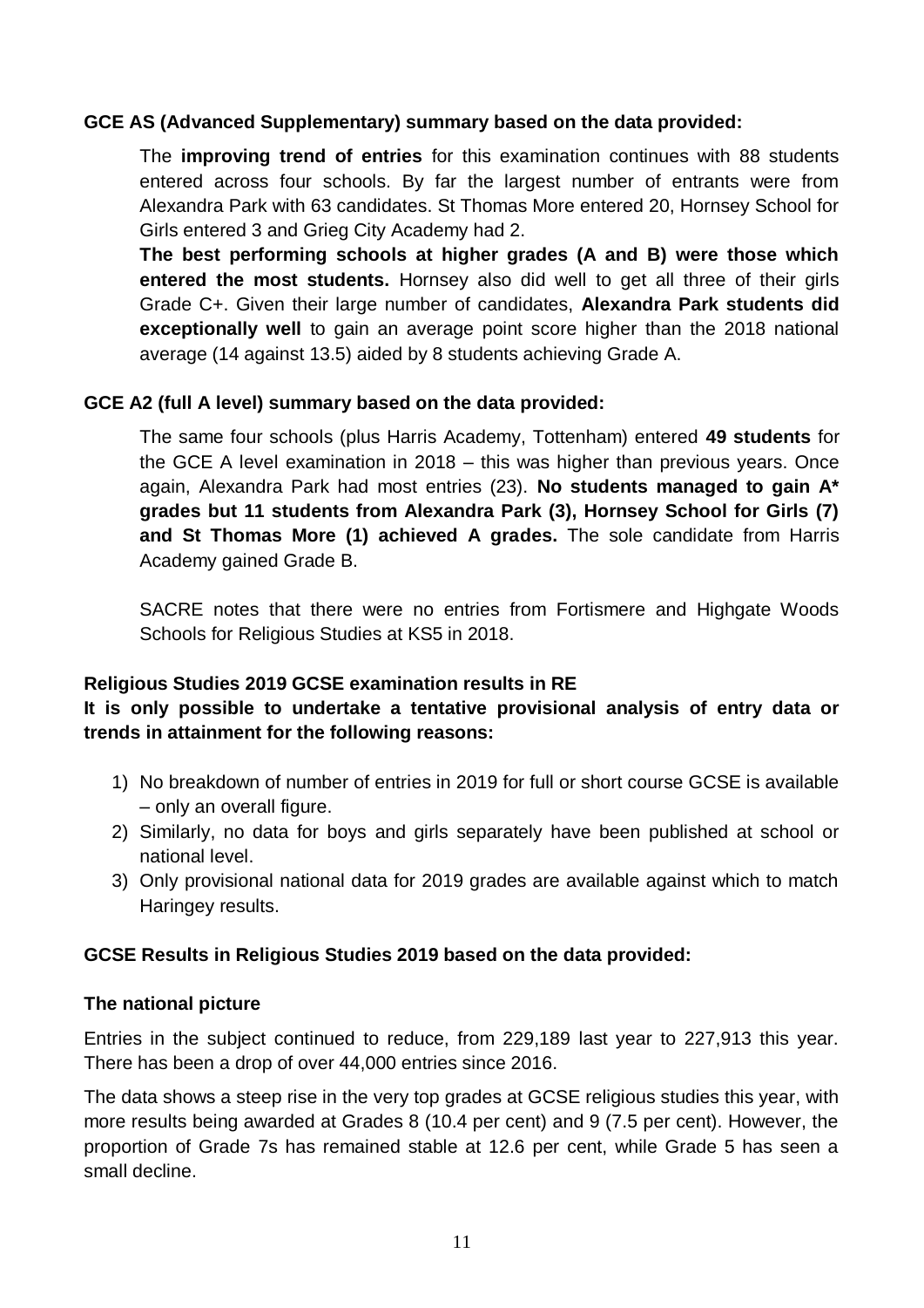**GCE AS (Advanced Supplementary) summary based on the data provided:**

The **improving trend of entries** for this examination continues with 88 students entered across four schools. By far the largest number of entrants were from Alexandra Park with 63 candidates. St Thomas More entered 20, Hornsey School for Girls entered 3 and Grieg City Academy had 2.

**The best performing schools at higher grades (A and B) were those which entered the most students.** Hornsey also did well to get all three of their girls Grade C+. Given their large number of candidates, **Alexandra Park students did exceptionally well** to gain an average point score higher than the 2018 national average (14 against 13.5) aided by 8 students achieving Grade A.

**GCE A2 (full A level) summary based on the data provided:**

The same four schools (plus Harris Academy, Tottenham) entered **49 students** for the GCE A level examination in 2018 – this was higher than previous years. Once again, Alexandra Park had most entries (23). **No students managed to gain A* grades but 11 students from Alexandra Park (3), Hornsey School for Girls (7) and St Thomas More (1) achieved A grades.** The sole candidate from Harris Academy gained Grade B.

SACRE notes that there were no entries from Fortismere and Highgate Woods Schools for Religious Studies at KS5 in 2018.

**Religious Studies 2019 GCSE examination results in RE**

**It is only possible to undertake a tentative provisional analysis of entry data or trends in attainment for the following reasons:**

1) No breakdown of number of entries in 2019 for full or short course GCSE is available – only an overall figure.
2) Similarly, no data for boys and girls separately have been published at school or national level.
3) Only provisional national data for 2019 grades are available against which to match Haringey results.

**GCSE Results in Religious Studies 2019 based on the data provided:**

**The national picture**

Entries in the subject continued to reduce, from 229,189 last year to 227,913 this year. There has been a drop of over 44,000 entries since 2016.

The data shows a steep rise in the very top grades at GCSE religious studies this year, with more results being awarded at Grades 8 (10.4 per cent) and 9 (7.5 per cent). However, the proportion of Grade 7s has remained stable at 12.6 per cent, while Grade 5 has seen a small decline.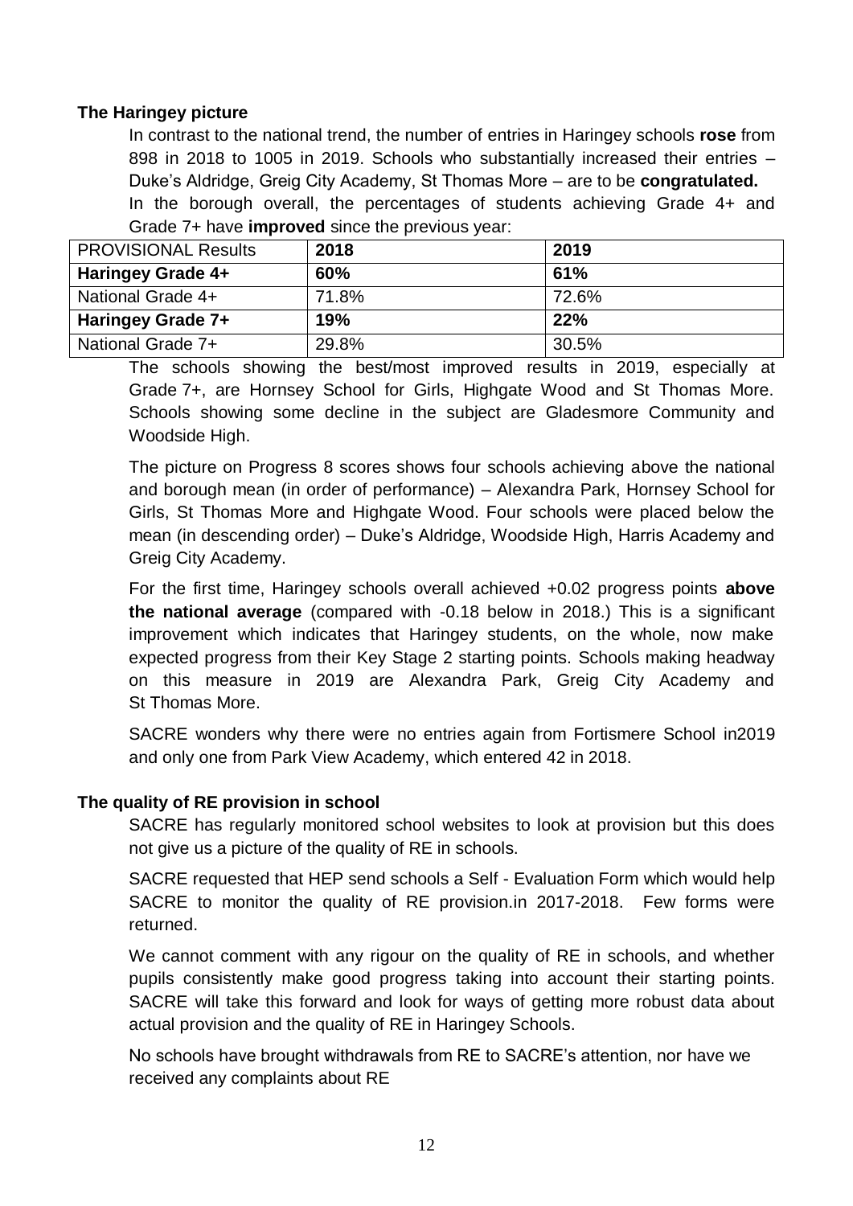### The Haringey picture

In contrast to the national trend, the number of entries in Haringey schools **rose** from 898 in 2018 to 1005 in 2019. Schools who substantially increased their entries – Duke's Aldridge, Greig City Academy, St Thomas More – are to be **congratulated.**

In the borough overall, the percentages of students achieving Grade 4+ and Grade 7+ have **improved** since the previous year:

| PROVISIONAL Results | 2018 | 2019 |
|---|---|---|
| **Haringey Grade 4+** | **60%** | **61%** |
| National Grade 4+ | 71.8% | 72.6% |
| **Haringey Grade 7+** | **19%** | **22%** |
| National Grade 7+ | 29.8% | 30.5% |

The schools showing the best/most improved results in 2019, especially at Grade 7+, are Hornsey School for Girls, Highgate Wood and St Thomas More. Schools showing some decline in the subject are Gladesmore Community and Woodside High.

The picture on Progress 8 scores shows four schools achieving above the national and borough mean (in order of performance) – Alexandra Park, Hornsey School for Girls, St Thomas More and Highgate Wood. Four schools were placed below the mean (in descending order) – Duke's Aldridge, Woodside High, Harris Academy and Greig City Academy.

For the first time, Haringey schools overall achieved +0.02 progress points **above the national average** (compared with -0.18 below in 2018.) This is a significant improvement which indicates that Haringey students, on the whole, now make expected progress from their Key Stage 2 starting points. Schools making headway on this measure in 2019 are Alexandra Park, Greig City Academy and St Thomas More.

SACRE wonders why there were no entries again from Fortismere School in2019 and only one from Park View Academy, which entered 42 in 2018.

### The quality of RE provision in school

SACRE has regularly monitored school websites to look at provision but this does not give us a picture of the quality of RE in schools.

SACRE requested that HEP send schools a Self - Evaluation Form which would help SACRE to monitor the quality of RE provision.in 2017-2018. Few forms were returned.

We cannot comment with any rigour on the quality of RE in schools, and whether pupils consistently make good progress taking into account their starting points. SACRE will take this forward and look for ways of getting more robust data about actual provision and the quality of RE in Haringey Schools.

No schools have brought withdrawals from RE to SACRE's attention, nor have we received any complaints about RE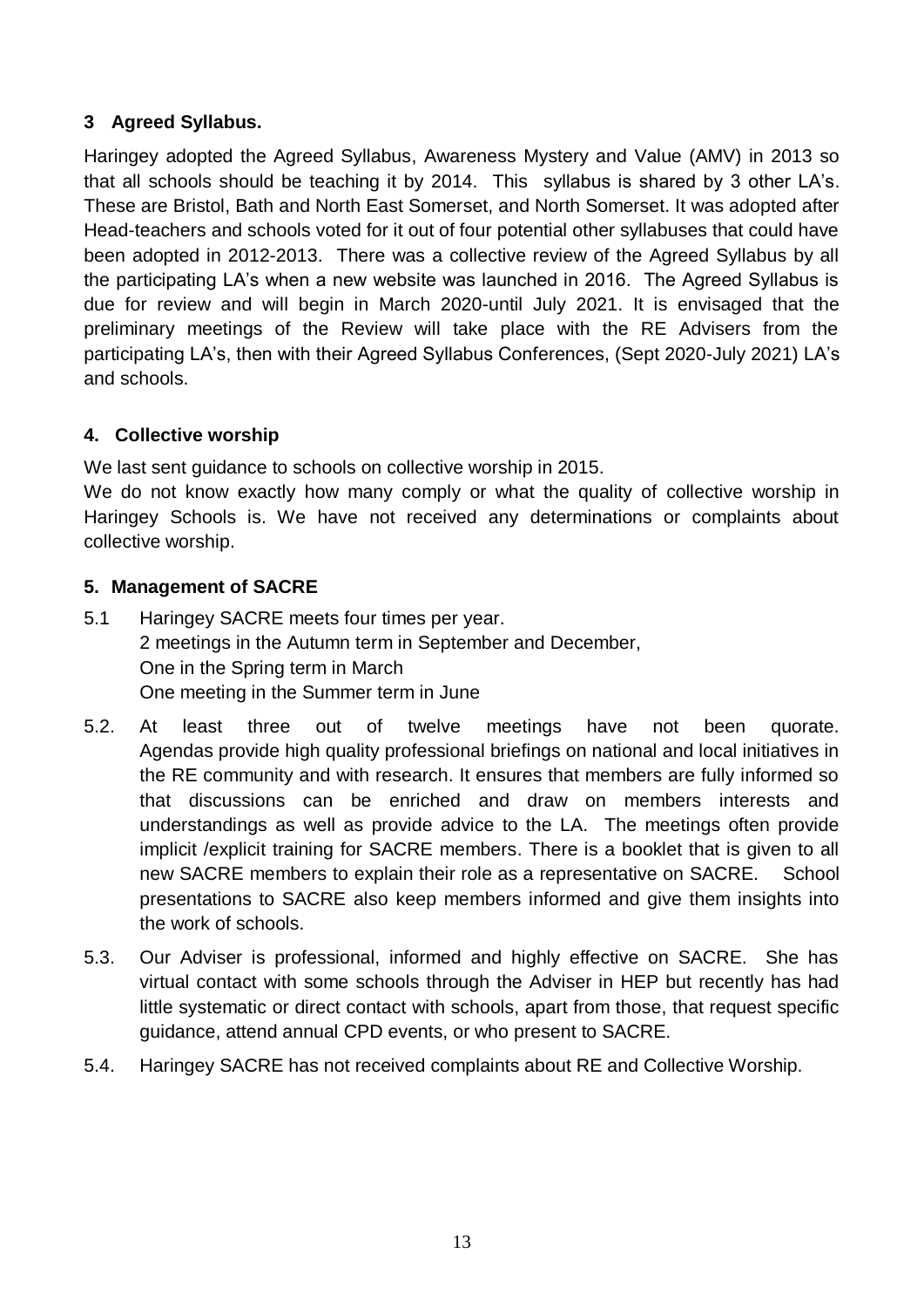## 3 Agreed Syllabus.

Haringey adopted the Agreed Syllabus, Awareness Mystery and Value (AMV) in 2013 so that all schools should be teaching it by 2014. This syllabus is shared by 3 other LA's. These are Bristol, Bath and North East Somerset, and North Somerset. It was adopted after Head-teachers and schools voted for it out of four potential other syllabuses that could have been adopted in 2012-2013. There was a collective review of the Agreed Syllabus by all the participating LA's when a new website was launched in 2016. The Agreed Syllabus is due for review and will begin in March 2020-until July 2021. It is envisaged that the preliminary meetings of the Review will take place with the RE Advisers from the participating LA's, then with their Agreed Syllabus Conferences, (Sept 2020-July 2021) LA's and schools.

## 4. Collective worship

We last sent guidance to schools on collective worship in 2015.

We do not know exactly how many comply or what the quality of collective worship in Haringey Schools is. We have not received any determinations or complaints about collective worship.

## 5. Management of SACRE

5.1 Haringey SACRE meets four times per year.
2 meetings in the Autumn term in September and December,
One in the Spring term in March
One meeting in the Summer term in June

5.2. At least three out of twelve meetings have not been quorate. Agendas provide high quality professional briefings on national and local initiatives in the RE community and with research. It ensures that members are fully informed so that discussions can be enriched and draw on members interests and understandings as well as provide advice to the LA. The meetings often provide implicit /explicit training for SACRE members. There is a booklet that is given to all new SACRE members to explain their role as a representative on SACRE. School presentations to SACRE also keep members informed and give them insights into the work of schools.

5.3. Our Adviser is professional, informed and highly effective on SACRE. She has virtual contact with some schools through the Adviser in HEP but recently has had little systematic or direct contact with schools, apart from those, that request specific guidance, attend annual CPD events, or who present to SACRE.

5.4. Haringey SACRE has not received complaints about RE and Collective Worship.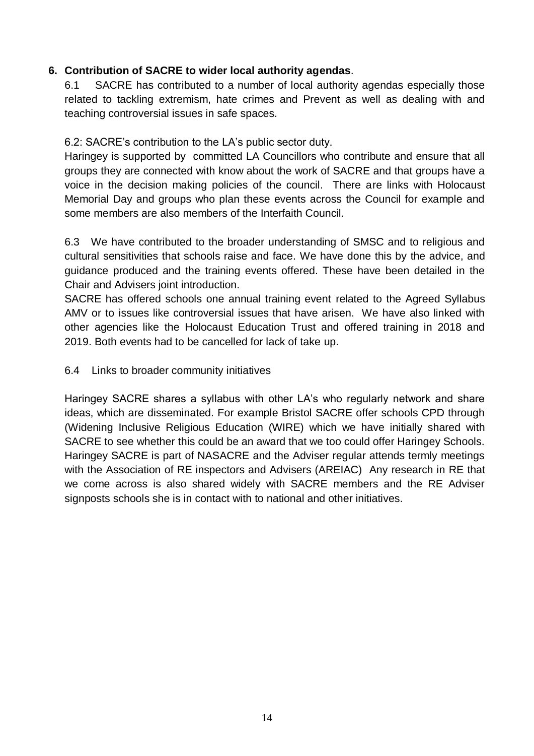## 6. Contribution of SACRE to wider local authority agendas.

6.1 SACRE has contributed to a number of local authority agendas especially those related to tackling extremism, hate crimes and Prevent as well as dealing with and teaching controversial issues in safe spaces.

6.2: SACRE's contribution to the LA's public sector duty.

Haringey is supported by committed LA Councillors who contribute and ensure that all groups they are connected with know about the work of SACRE and that groups have a voice in the decision making policies of the council. There are links with Holocaust Memorial Day and groups who plan these events across the Council for example and some members are also members of the Interfaith Council.

6.3 We have contributed to the broader understanding of SMSC and to religious and cultural sensitivities that schools raise and face. We have done this by the advice, and guidance produced and the training events offered. These have been detailed in the Chair and Advisers joint introduction.

SACRE has offered schools one annual training event related to the Agreed Syllabus AMV or to issues like controversial issues that have arisen. We have also linked with other agencies like the Holocaust Education Trust and offered training in 2018 and 2019. Both events had to be cancelled for lack of take up.

6.4 Links to broader community initiatives

Haringey SACRE shares a syllabus with other LA's who regularly network and share ideas, which are disseminated. For example Bristol SACRE offer schools CPD through (Widening Inclusive Religious Education (WIRE) which we have initially shared with SACRE to see whether this could be an award that we too could offer Haringey Schools. Haringey SACRE is part of NASACRE and the Adviser regular attends termly meetings with the Association of RE inspectors and Advisers (AREIAC) Any research in RE that we come across is also shared widely with SACRE members and the RE Adviser signposts schools she is in contact with to national and other initiatives.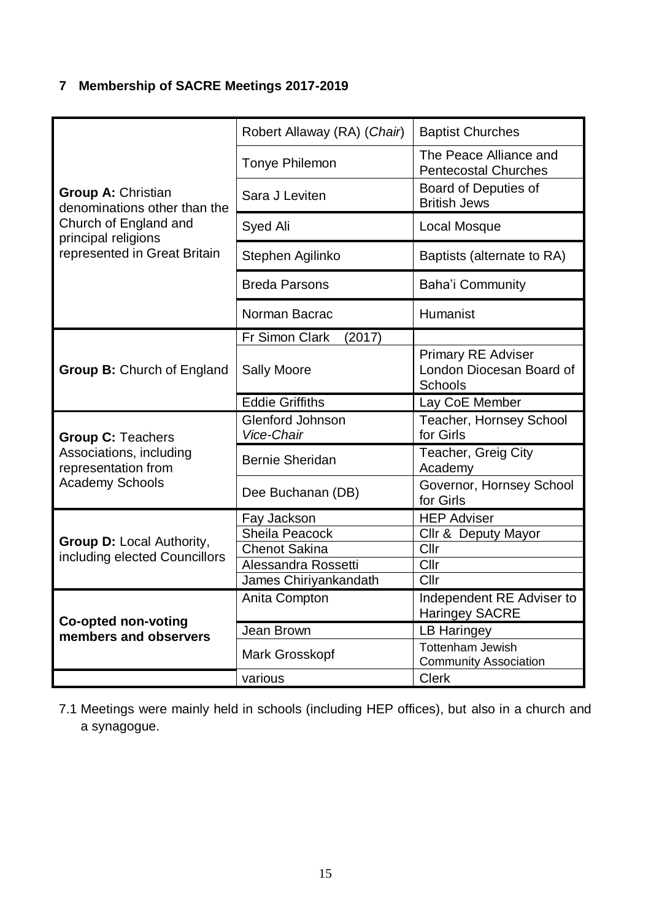## 7 Membership of SACRE Meetings 2017-2019

| | | |
|---|---|---|
| **Group A:** Christian denominations other than the Church of England and principal religions represented in Great Britain | Robert Allaway (RA) (*Chair*) | Baptist Churches |
| | Tonye Philemon | The Peace Alliance and Pentecostal Churches |
| | Sara J Leviten | Board of Deputies of British Jews |
| | Syed Ali | Local Mosque |
| | Stephen Agilinko | Baptists (alternate to RA) |
| | Breda Parsons | Baha'i Community |
| | Norman Bacrac | Humanist |
| **Group B:** Church of England | Fr Simon Clark (2017) | |
| | Sally Moore | Primary RE Adviser London Diocesan Board of Schools |
| | Eddie Griffiths | Lay CoE Member |
| **Group C:** Teachers Associations, including representation from Academy Schools | Glenford Johnson *Vice-Chair* | Teacher, Hornsey School for Girls |
| | Bernie Sheridan | Teacher, Greig City Academy |
| | Dee Buchanan (DB) | Governor, Hornsey School for Girls |
| **Group D:** Local Authority, including elected Councillors | Fay Jackson | HEP Adviser |
| | Sheila Peacock | Cllr & Deputy Mayor |
| | Chenot Sakina | Cllr |
| | Alessandra Rossetti | Cllr |
| | James Chiriyankandath | Cllr |
| **Co-opted non-voting members and observers** | Anita Compton | Independent RE Adviser to Haringey SACRE |
| | Jean Brown | LB Haringey |
| | Mark Grosskopf | Tottenham Jewish Community Association |
| | various | Clerk |

7.1 Meetings were mainly held in schools (including HEP offices), but also in a church and a synagogue.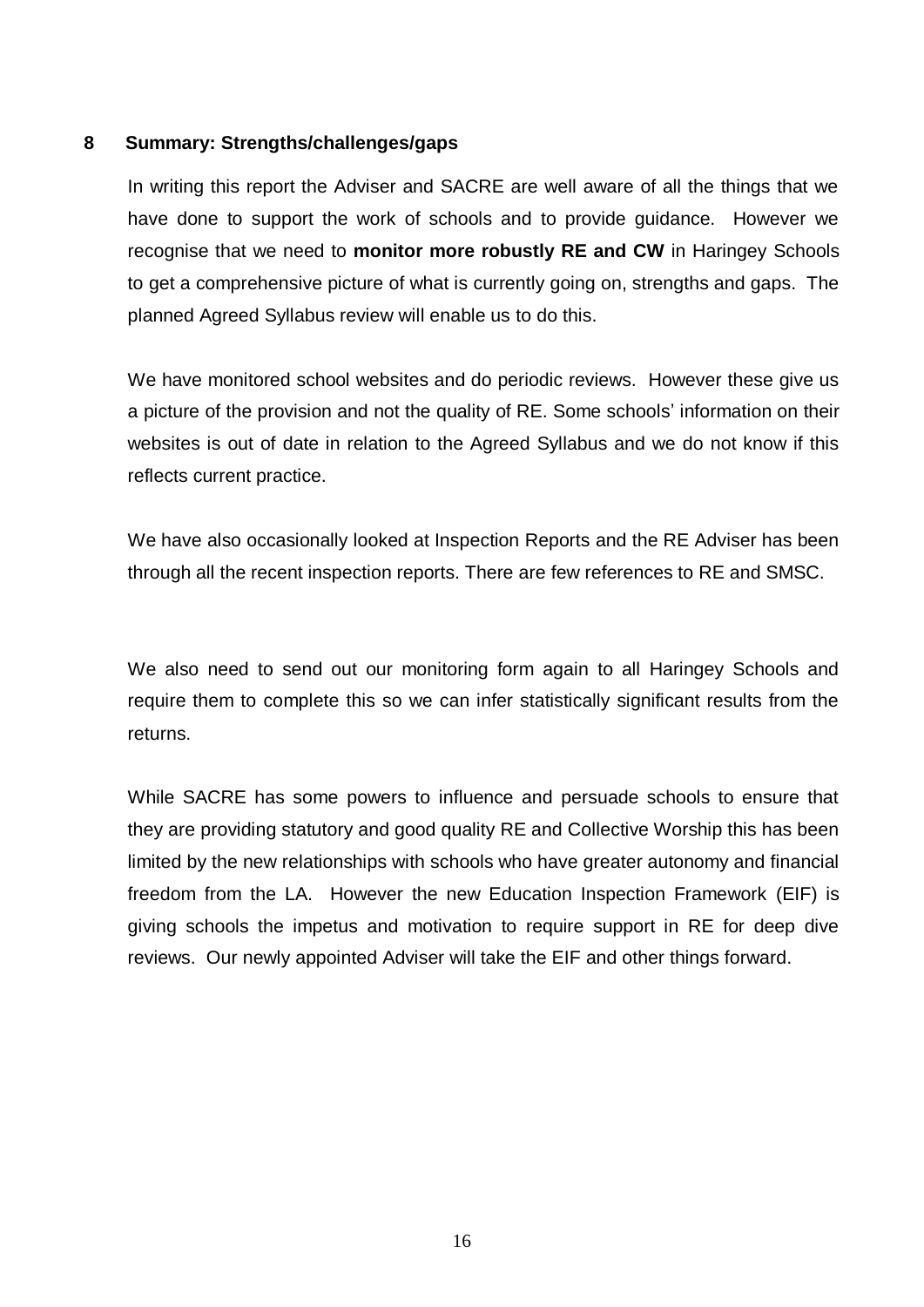## 8 Summary: Strengths/challenges/gaps

In writing this report the Adviser and SACRE are well aware of all the things that we have done to support the work of schools and to provide guidance. However we recognise that we need to **monitor more robustly RE and CW** in Haringey Schools to get a comprehensive picture of what is currently going on, strengths and gaps. The planned Agreed Syllabus review will enable us to do this.

We have monitored school websites and do periodic reviews. However these give us a picture of the provision and not the quality of RE. Some schools' information on their websites is out of date in relation to the Agreed Syllabus and we do not know if this reflects current practice.

We have also occasionally looked at Inspection Reports and the RE Adviser has been through all the recent inspection reports. There are few references to RE and SMSC.

We also need to send out our monitoring form again to all Haringey Schools and require them to complete this so we can infer statistically significant results from the returns.

While SACRE has some powers to influence and persuade schools to ensure that they are providing statutory and good quality RE and Collective Worship this has been limited by the new relationships with schools who have greater autonomy and financial freedom from the LA. However the new Education Inspection Framework (EIF) is giving schools the impetus and motivation to require support in RE for deep dive reviews. Our newly appointed Adviser will take the EIF and other things forward.